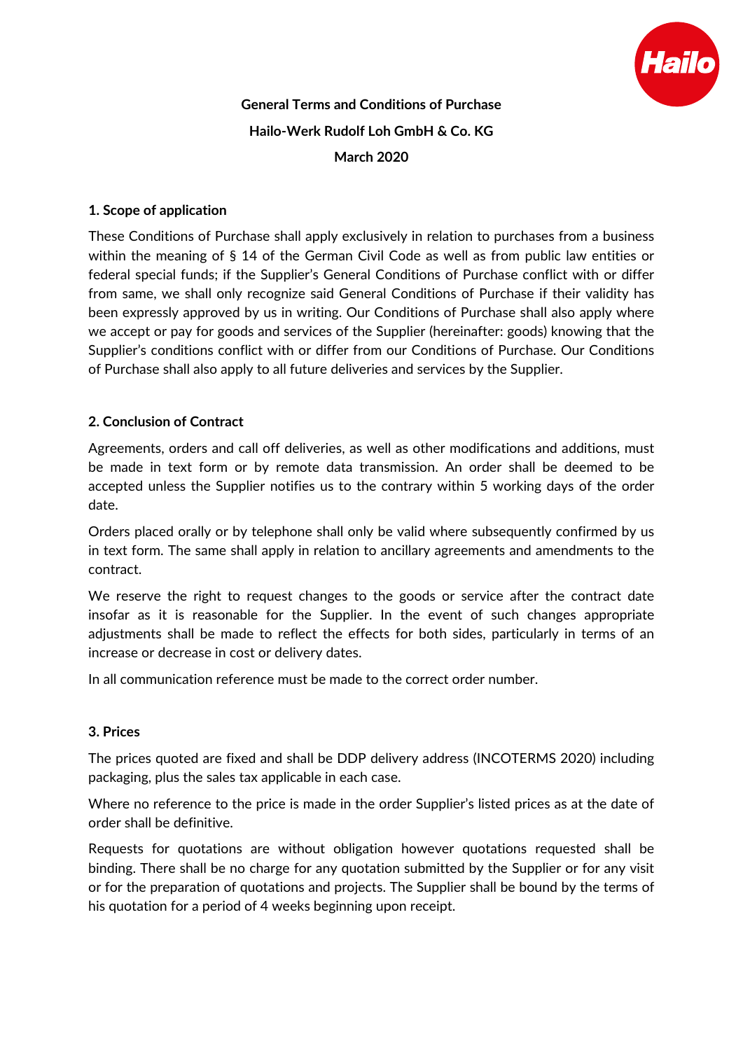**General Terms and Conditions of Purchase**

**Hailo-Werk Rudolf Loh GmbH & Co. KG**

**March 2020**

## 1. Scope of application

These Conditions of Purchase shall apply exclusively in relation to purchases from a business within the meaning of § 14 of the German Civil Code as well as from public law entities or federal special funds; if the Supplier's General Conditions of Purchase conflict with or differ from same, we shall only recognize said General Conditions of Purchase if their validity has been expressly approved by us in writing. Our Conditions of Purchase shall also apply where we accept or pay for goods and services of the Supplier (hereinafter: goods) knowing that the Supplier's conditions conflict with or differ from our Conditions of Purchase. Our Conditions of Purchase shall also apply to all future deliveries and services by the Supplier.

## 2. Conclusion of Contract

Agreements, orders and call off deliveries, as well as other modifications and additions, must be made in text form or by remote data transmission. An order shall be deemed to be accepted unless the Supplier notifies us to the contrary within 5 working days of the order date.

Orders placed orally or by telephone shall only be valid where subsequently confirmed by us in text form. The same shall apply in relation to ancillary agreements and amendments to the contract.

We reserve the right to request changes to the goods or service after the contract date insofar as it is reasonable for the Supplier. In the event of such changes appropriate adjustments shall be made to reflect the effects for both sides, particularly in terms of an increase or decrease in cost or delivery dates.

In all communication reference must be made to the correct order number.

## 3. Prices

The prices quoted are fixed and shall be DDP delivery address (INCOTERMS 2020) including packaging, plus the sales tax applicable in each case.

Where no reference to the price is made in the order Supplier's listed prices as at the date of order shall be definitive.

Requests for quotations are without obligation however quotations requested shall be binding. There shall be no charge for any quotation submitted by the Supplier or for any visit or for the preparation of quotations and projects. The Supplier shall be bound by the terms of his quotation for a period of 4 weeks beginning upon receipt.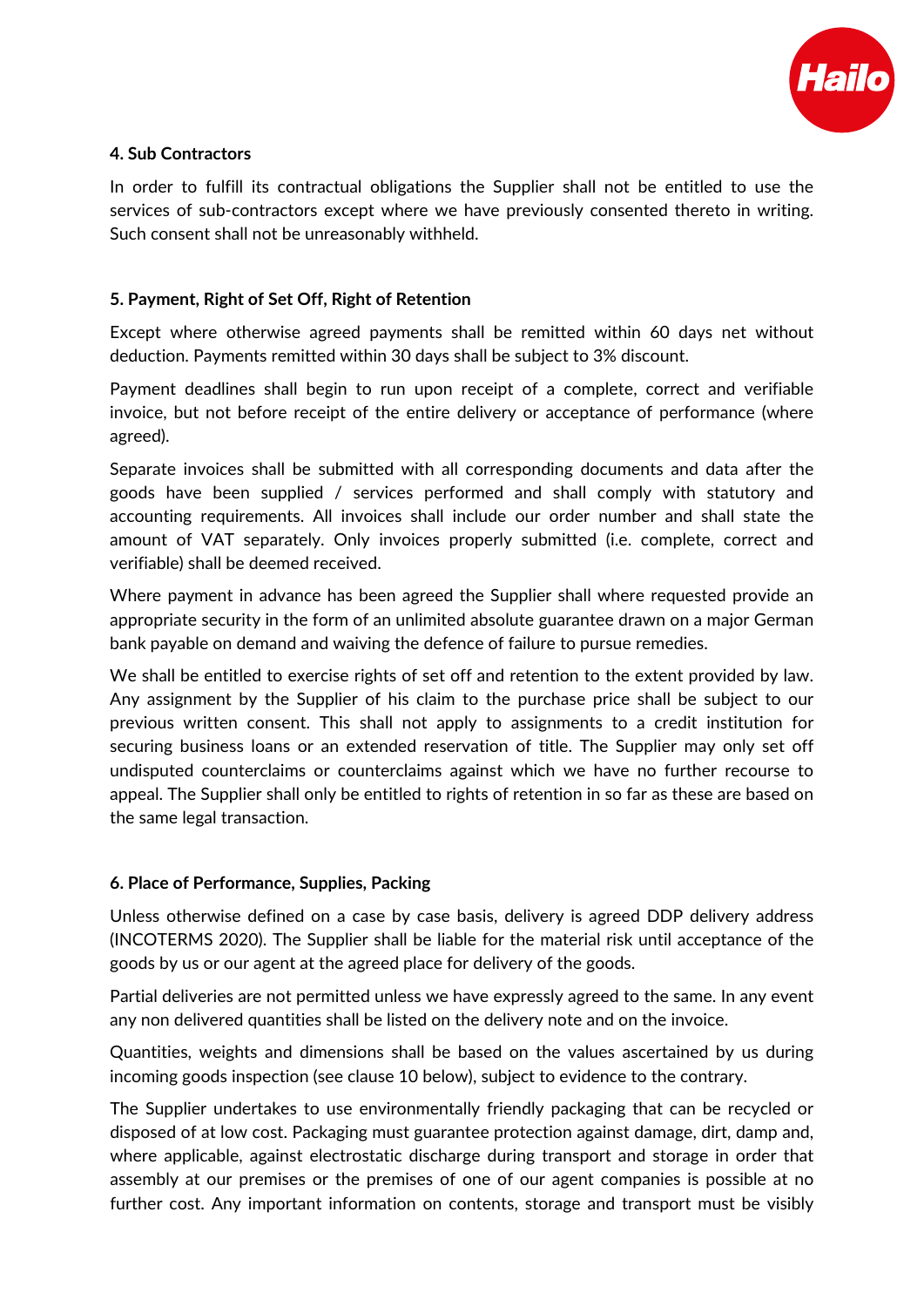### 4. Sub Contractors

In order to fulfill its contractual obligations the Supplier shall not be entitled to use the services of sub-contractors except where we have previously consented thereto in writing. Such consent shall not be unreasonably withheld.

### 5. Payment, Right of Set Off, Right of Retention

Except where otherwise agreed payments shall be remitted within 60 days net without deduction. Payments remitted within 30 days shall be subject to 3% discount.

Payment deadlines shall begin to run upon receipt of a complete, correct and verifiable invoice, but not before receipt of the entire delivery or acceptance of performance (where agreed).

Separate invoices shall be submitted with all corresponding documents and data after the goods have been supplied / services performed and shall comply with statutory and accounting requirements. All invoices shall include our order number and shall state the amount of VAT separately. Only invoices properly submitted (i.e. complete, correct and verifiable) shall be deemed received.

Where payment in advance has been agreed the Supplier shall where requested provide an appropriate security in the form of an unlimited absolute guarantee drawn on a major German bank payable on demand and waiving the defence of failure to pursue remedies.

We shall be entitled to exercise rights of set off and retention to the extent provided by law. Any assignment by the Supplier of his claim to the purchase price shall be subject to our previous written consent. This shall not apply to assignments to a credit institution for securing business loans or an extended reservation of title. The Supplier may only set off undisputed counterclaims or counterclaims against which we have no further recourse to appeal. The Supplier shall only be entitled to rights of retention in so far as these are based on the same legal transaction.

### 6. Place of Performance, Supplies, Packing

Unless otherwise defined on a case by case basis, delivery is agreed DDP delivery address (INCOTERMS 2020). The Supplier shall be liable for the material risk until acceptance of the goods by us or our agent at the agreed place for delivery of the goods.

Partial deliveries are not permitted unless we have expressly agreed to the same. In any event any non delivered quantities shall be listed on the delivery note and on the invoice.

Quantities, weights and dimensions shall be based on the values ascertained by us during incoming goods inspection (see clause 10 below), subject to evidence to the contrary.

The Supplier undertakes to use environmentally friendly packaging that can be recycled or disposed of at low cost. Packaging must guarantee protection against damage, dirt, damp and, where applicable, against electrostatic discharge during transport and storage in order that assembly at our premises or the premises of one of our agent companies is possible at no further cost. Any important information on contents, storage and transport must be visibly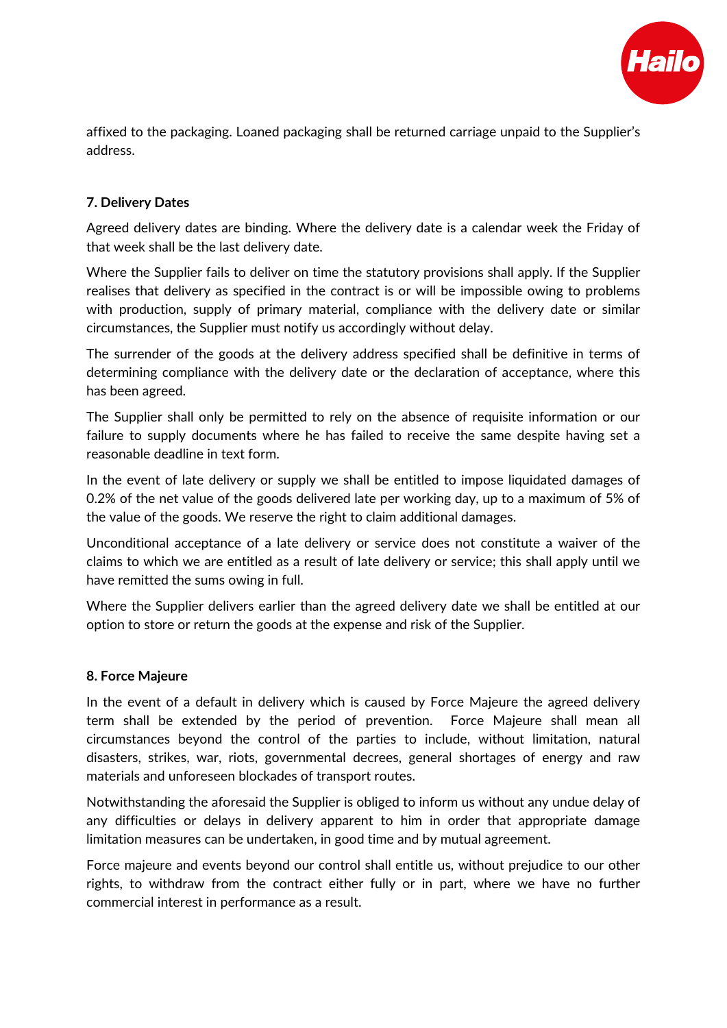affixed to the packaging. Loaned packaging shall be returned carriage unpaid to the Supplier's address.

**7. Delivery Dates**

Agreed delivery dates are binding. Where the delivery date is a calendar week the Friday of that week shall be the last delivery date.

Where the Supplier fails to deliver on time the statutory provisions shall apply. If the Supplier realises that delivery as specified in the contract is or will be impossible owing to problems with production, supply of primary material, compliance with the delivery date or similar circumstances, the Supplier must notify us accordingly without delay.

The surrender of the goods at the delivery address specified shall be definitive in terms of determining compliance with the delivery date or the declaration of acceptance, where this has been agreed.

The Supplier shall only be permitted to rely on the absence of requisite information or our failure to supply documents where he has failed to receive the same despite having set a reasonable deadline in text form.

In the event of late delivery or supply we shall be entitled to impose liquidated damages of 0.2% of the net value of the goods delivered late per working day, up to a maximum of 5% of the value of the goods. We reserve the right to claim additional damages.

Unconditional acceptance of a late delivery or service does not constitute a waiver of the claims to which we are entitled as a result of late delivery or service; this shall apply until we have remitted the sums owing in full.

Where the Supplier delivers earlier than the agreed delivery date we shall be entitled at our option to store or return the goods at the expense and risk of the Supplier.

**8. Force Majeure**

In the event of a default in delivery which is caused by Force Majeure the agreed delivery term shall be extended by the period of prevention. Force Majeure shall mean all circumstances beyond the control of the parties to include, without limitation, natural disasters, strikes, war, riots, governmental decrees, general shortages of energy and raw materials and unforeseen blockades of transport routes.

Notwithstanding the aforesaid the Supplier is obliged to inform us without any undue delay of any difficulties or delays in delivery apparent to him in order that appropriate damage limitation measures can be undertaken, in good time and by mutual agreement.

Force majeure and events beyond our control shall entitle us, without prejudice to our other rights, to withdraw from the contract either fully or in part, where we have no further commercial interest in performance as a result.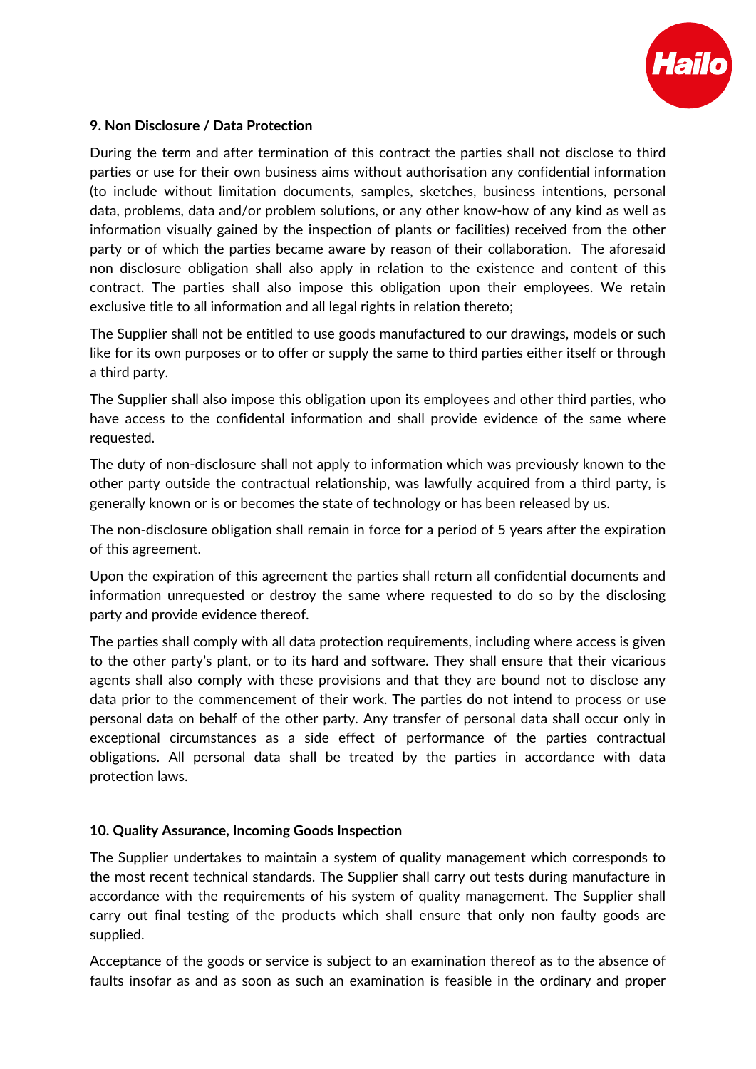### 9. Non Disclosure / Data Protection

During the term and after termination of this contract the parties shall not disclose to third parties or use for their own business aims without authorisation any confidential information (to include without limitation documents, samples, sketches, business intentions, personal data, problems, data and/or problem solutions, or any other know-how of any kind as well as information visually gained by the inspection of plants or facilities) received from the other party or of which the parties became aware by reason of their collaboration. The aforesaid non disclosure obligation shall also apply in relation to the existence and content of this contract. The parties shall also impose this obligation upon their employees. We retain exclusive title to all information and all legal rights in relation thereto;

The Supplier shall not be entitled to use goods manufactured to our drawings, models or such like for its own purposes or to offer or supply the same to third parties either itself or through a third party.

The Supplier shall also impose this obligation upon its employees and other third parties, who have access to the confidental information and shall provide evidence of the same where requested.

The duty of non-disclosure shall not apply to information which was previously known to the other party outside the contractual relationship, was lawfully acquired from a third party, is generally known or is or becomes the state of technology or has been released by us.

The non-disclosure obligation shall remain in force for a period of 5 years after the expiration of this agreement.

Upon the expiration of this agreement the parties shall return all confidential documents and information unrequested or destroy the same where requested to do so by the disclosing party and provide evidence thereof.

The parties shall comply with all data protection requirements, including where access is given to the other party's plant, or to its hard and software. They shall ensure that their vicarious agents shall also comply with these provisions and that they are bound not to disclose any data prior to the commencement of their work. The parties do not intend to process or use personal data on behalf of the other party. Any transfer of personal data shall occur only in exceptional circumstances as a side effect of performance of the parties contractual obligations. All personal data shall be treated by the parties in accordance with data protection laws.

### 10. Quality Assurance, Incoming Goods Inspection

The Supplier undertakes to maintain a system of quality management which corresponds to the most recent technical standards. The Supplier shall carry out tests during manufacture in accordance with the requirements of his system of quality management. The Supplier shall carry out final testing of the products which shall ensure that only non faulty goods are supplied.

Acceptance of the goods or service is subject to an examination thereof as to the absence of faults insofar as and as soon as such an examination is feasible in the ordinary and proper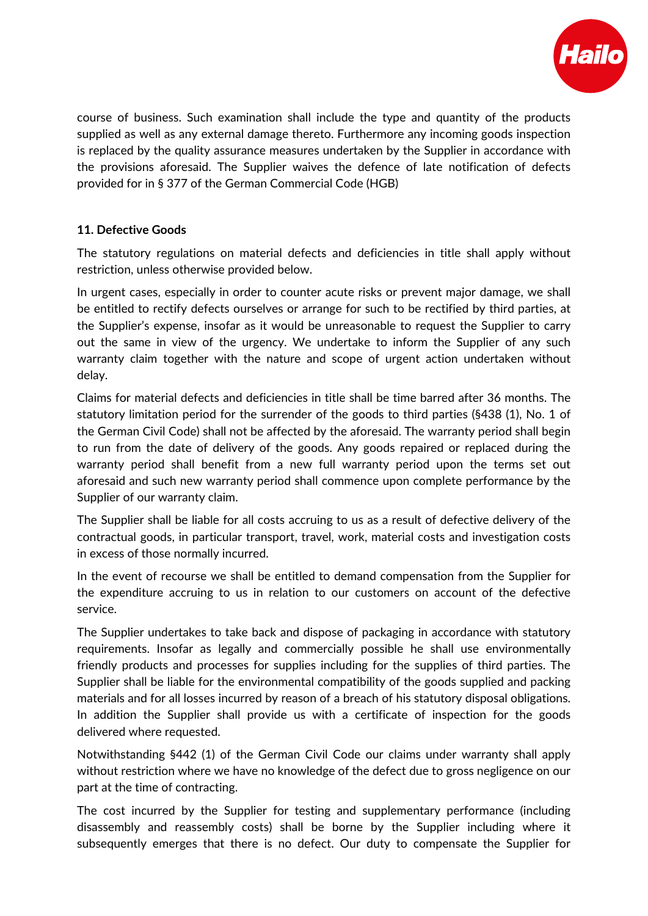course of business. Such examination shall include the type and quantity of the products supplied as well as any external damage thereto. Furthermore any incoming goods inspection is replaced by the quality assurance measures undertaken by the Supplier in accordance with the provisions aforesaid. The Supplier waives the defence of late notification of defects provided for in § 377 of the German Commercial Code (HGB)

**11. Defective Goods**

The statutory regulations on material defects and deficiencies in title shall apply without restriction, unless otherwise provided below.

In urgent cases, especially in order to counter acute risks or prevent major damage, we shall be entitled to rectify defects ourselves or arrange for such to be rectified by third parties, at the Supplier's expense, insofar as it would be unreasonable to request the Supplier to carry out the same in view of the urgency. We undertake to inform the Supplier of any such warranty claim together with the nature and scope of urgent action undertaken without delay.

Claims for material defects and deficiencies in title shall be time barred after 36 months. The statutory limitation period for the surrender of the goods to third parties (§438 (1), No. 1 of the German Civil Code) shall not be affected by the aforesaid. The warranty period shall begin to run from the date of delivery of the goods. Any goods repaired or replaced during the warranty period shall benefit from a new full warranty period upon the terms set out aforesaid and such new warranty period shall commence upon complete performance by the Supplier of our warranty claim.

The Supplier shall be liable for all costs accruing to us as a result of defective delivery of the contractual goods, in particular transport, travel, work, material costs and investigation costs in excess of those normally incurred.

In the event of recourse we shall be entitled to demand compensation from the Supplier for the expenditure accruing to us in relation to our customers on account of the defective service.

The Supplier undertakes to take back and dispose of packaging in accordance with statutory requirements. Insofar as legally and commercially possible he shall use environmentally friendly products and processes for supplies including for the supplies of third parties. The Supplier shall be liable for the environmental compatibility of the goods supplied and packing materials and for all losses incurred by reason of a breach of his statutory disposal obligations. In addition the Supplier shall provide us with a certificate of inspection for the goods delivered where requested.

Notwithstanding §442 (1) of the German Civil Code our claims under warranty shall apply without restriction where we have no knowledge of the defect due to gross negligence on our part at the time of contracting.

The cost incurred by the Supplier for testing and supplementary performance (including disassembly and reassembly costs) shall be borne by the Supplier including where it subsequently emerges that there is no defect. Our duty to compensate the Supplier for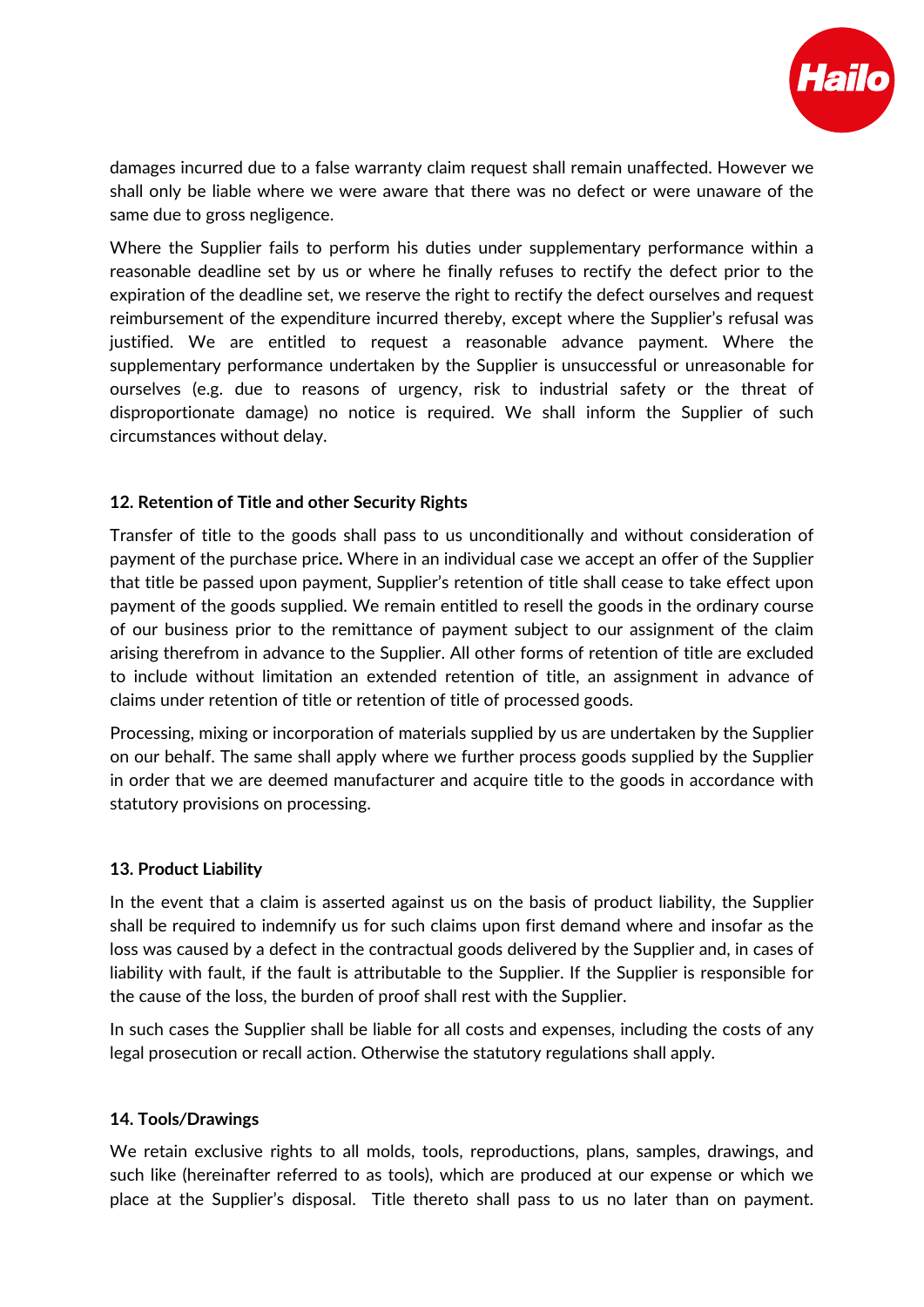damages incurred due to a false warranty claim request shall remain unaffected. However we shall only be liable where we were aware that there was no defect or were unaware of the same due to gross negligence.

Where the Supplier fails to perform his duties under supplementary performance within a reasonable deadline set by us or where he finally refuses to rectify the defect prior to the expiration of the deadline set, we reserve the right to rectify the defect ourselves and request reimbursement of the expenditure incurred thereby, except where the Supplier's refusal was justified. We are entitled to request a reasonable advance payment. Where the supplementary performance undertaken by the Supplier is unsuccessful or unreasonable for ourselves (e.g. due to reasons of urgency, risk to industrial safety or the threat of disproportionate damage) no notice is required. We shall inform the Supplier of such circumstances without delay.

### 12. Retention of Title and other Security Rights

Transfer of title to the goods shall pass to us unconditionally and without consideration of payment of the purchase price. Where in an individual case we accept an offer of the Supplier that title be passed upon payment, Supplier's retention of title shall cease to take effect upon payment of the goods supplied. We remain entitled to resell the goods in the ordinary course of our business prior to the remittance of payment subject to our assignment of the claim arising therefrom in advance to the Supplier. All other forms of retention of title are excluded to include without limitation an extended retention of title, an assignment in advance of claims under retention of title or retention of title of processed goods.

Processing, mixing or incorporation of materials supplied by us are undertaken by the Supplier on our behalf. The same shall apply where we further process goods supplied by the Supplier in order that we are deemed manufacturer and acquire title to the goods in accordance with statutory provisions on processing.

### 13. Product Liability

In the event that a claim is asserted against us on the basis of product liability, the Supplier shall be required to indemnify us for such claims upon first demand where and insofar as the loss was caused by a defect in the contractual goods delivered by the Supplier and, in cases of liability with fault, if the fault is attributable to the Supplier. If the Supplier is responsible for the cause of the loss, the burden of proof shall rest with the Supplier.

In such cases the Supplier shall be liable for all costs and expenses, including the costs of any legal prosecution or recall action. Otherwise the statutory regulations shall apply.

### 14. Tools/Drawings

We retain exclusive rights to all molds, tools, reproductions, plans, samples, drawings, and such like (hereinafter referred to as tools), which are produced at our expense or which we place at the Supplier's disposal. Title thereto shall pass to us no later than on payment.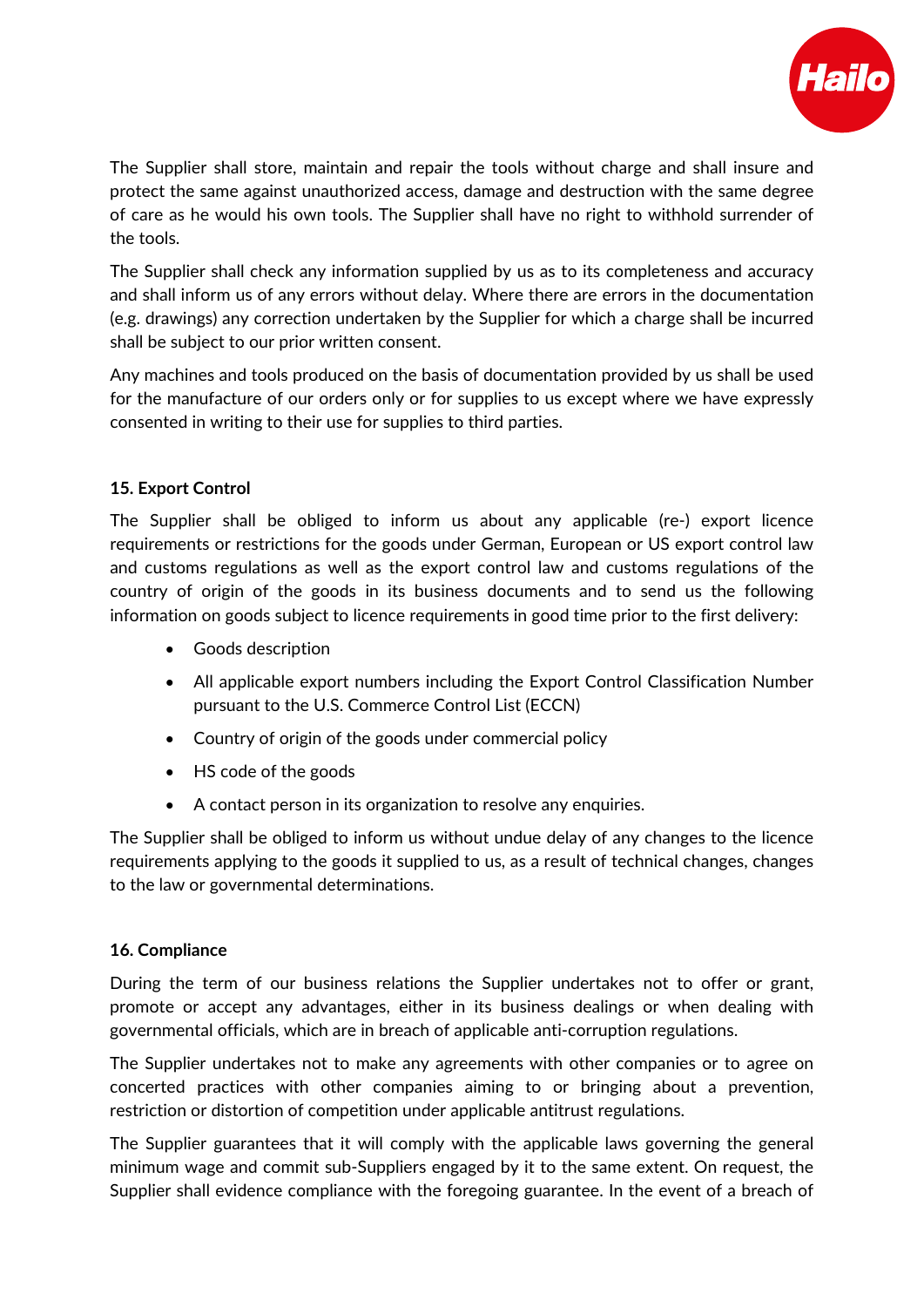The Supplier shall store, maintain and repair the tools without charge and shall insure and protect the same against unauthorized access, damage and destruction with the same degree of care as he would his own tools. The Supplier shall have no right to withhold surrender of the tools.

The Supplier shall check any information supplied by us as to its completeness and accuracy and shall inform us of any errors without delay. Where there are errors in the documentation (e.g. drawings) any correction undertaken by the Supplier for which a charge shall be incurred shall be subject to our prior written consent.

Any machines and tools produced on the basis of documentation provided by us shall be used for the manufacture of our orders only or for supplies to us except where we have expressly consented in writing to their use for supplies to third parties.

**15. Export Control**

The Supplier shall be obliged to inform us about any applicable (re-) export licence requirements or restrictions for the goods under German, European or US export control law and customs regulations as well as the export control law and customs regulations of the country of origin of the goods in its business documents and to send us the following information on goods subject to licence requirements in good time prior to the first delivery:

- Goods description
- All applicable export numbers including the Export Control Classification Number pursuant to the U.S. Commerce Control List (ECCN)
- Country of origin of the goods under commercial policy
- HS code of the goods
- A contact person in its organization to resolve any enquiries.

The Supplier shall be obliged to inform us without undue delay of any changes to the licence requirements applying to the goods it supplied to us, as a result of technical changes, changes to the law or governmental determinations.

**16. Compliance**

During the term of our business relations the Supplier undertakes not to offer or grant, promote or accept any advantages, either in its business dealings or when dealing with governmental officials, which are in breach of applicable anti-corruption regulations.

The Supplier undertakes not to make any agreements with other companies or to agree on concerted practices with other companies aiming to or bringing about a prevention, restriction or distortion of competition under applicable antitrust regulations.

The Supplier guarantees that it will comply with the applicable laws governing the general minimum wage and commit sub-Suppliers engaged by it to the same extent. On request, the Supplier shall evidence compliance with the foregoing guarantee. In the event of a breach of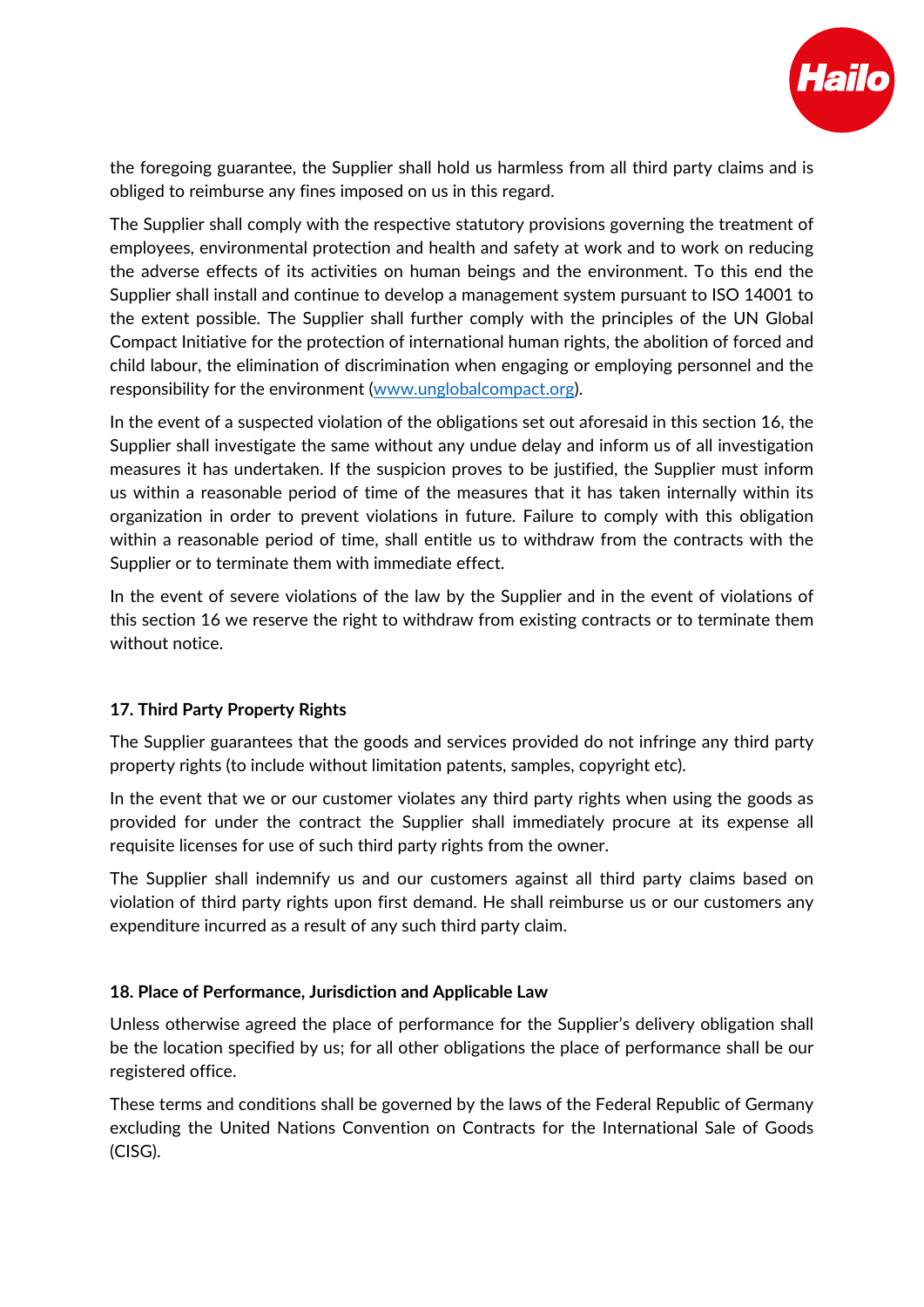the foregoing guarantee, the Supplier shall hold us harmless from all third party claims and is obliged to reimburse any fines imposed on us in this regard.

The Supplier shall comply with the respective statutory provisions governing the treatment of employees, environmental protection and health and safety at work and to work on reducing the adverse effects of its activities on human beings and the environment. To this end the Supplier shall install and continue to develop a management system pursuant to ISO 14001 to the extent possible. The Supplier shall further comply with the principles of the UN Global Compact Initiative for the protection of international human rights, the abolition of forced and child labour, the elimination of discrimination when engaging or employing personnel and the responsibility for the environment ([www.unglobalcompact.org](http://www.unglobalcompact.org)).

In the event of a suspected violation of the obligations set out aforesaid in this section 16, the Supplier shall investigate the same without any undue delay and inform us of all investigation measures it has undertaken. If the suspicion proves to be justified, the Supplier must inform us within a reasonable period of time of the measures that it has taken internally within its organization in order to prevent violations in future. Failure to comply with this obligation within a reasonable period of time, shall entitle us to withdraw from the contracts with the Supplier or to terminate them with immediate effect.

In the event of severe violations of the law by the Supplier and in the event of violations of this section 16 we reserve the right to withdraw from existing contracts or to terminate them without notice.

**17. Third Party Property Rights**

The Supplier guarantees that the goods and services provided do not infringe any third party property rights (to include without limitation patents, samples, copyright etc).

In the event that we or our customer violates any third party rights when using the goods as provided for under the contract the Supplier shall immediately procure at its expense all requisite licenses for use of such third party rights from the owner.

The Supplier shall indemnify us and our customers against all third party claims based on violation of third party rights upon first demand. He shall reimburse us or our customers any expenditure incurred as a result of any such third party claim.

**18. Place of Performance, Jurisdiction and Applicable Law**

Unless otherwise agreed the place of performance for the Supplier's delivery obligation shall be the location specified by us; for all other obligations the place of performance shall be our registered office.

These terms and conditions shall be governed by the laws of the Federal Republic of Germany excluding the United Nations Convention on Contracts for the International Sale of Goods (CISG).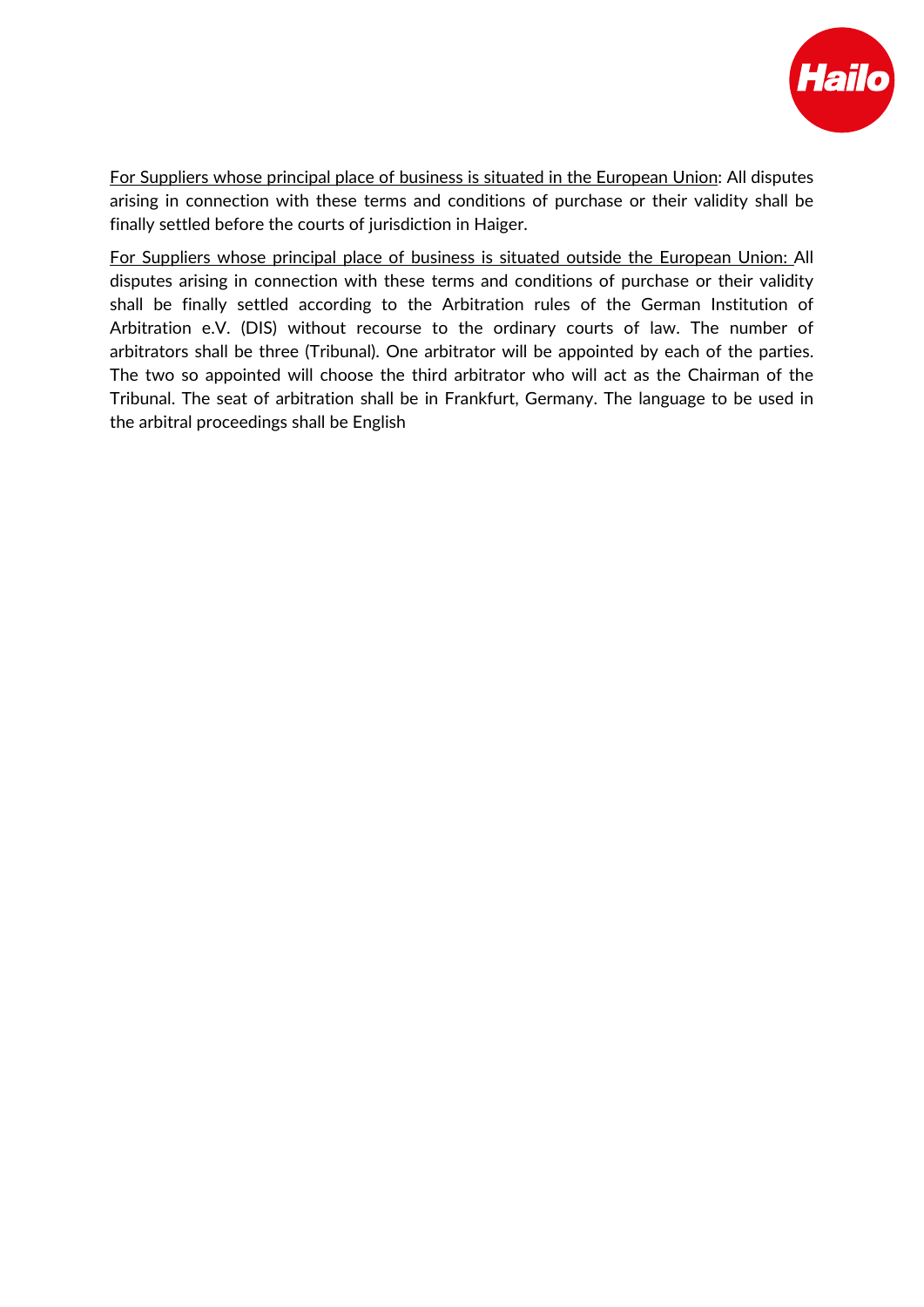<u>For Suppliers whose principal place of business is situated in the European Union</u>: All disputes arising in connection with these terms and conditions of purchase or their validity shall be finally settled before the courts of jurisdiction in Haiger.

<u>For Suppliers whose principal place of business is situated outside the European Union:</u> All disputes arising in connection with these terms and conditions of purchase or their validity shall be finally settled according to the Arbitration rules of the German Institution of Arbitration e.V. (DIS) without recourse to the ordinary courts of law. The number of arbitrators shall be three (Tribunal). One arbitrator will be appointed by each of the parties. The two so appointed will choose the third arbitrator who will act as the Chairman of the Tribunal. The seat of arbitration shall be in Frankfurt, Germany. The language to be used in the arbitral proceedings shall be English